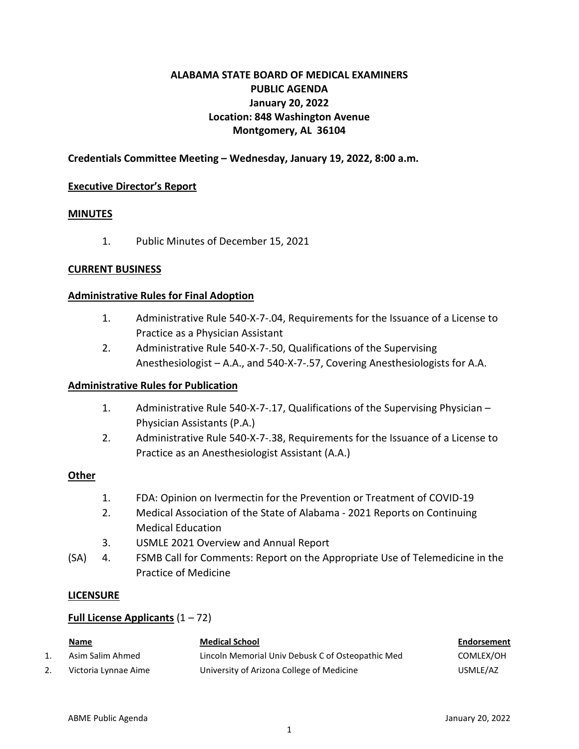# ALABAMA STATE BOARD OF MEDICAL EXAMINERS
## PUBLIC AGENDA
## January 20, 2022
## Location: 848 Washington Avenue
## Montgomery, AL 36104

**Credentials Committee Meeting – Wednesday, January 19, 2022, 8:00 a.m.**

**Executive Director's Report**

**MINUTES**

1. Public Minutes of December 15, 2021

**CURRENT BUSINESS**

**Administrative Rules for Final Adoption**

1. Administrative Rule 540-X-7-.04, Requirements for the Issuance of a License to Practice as a Physician Assistant
2. Administrative Rule 540-X-7-.50, Qualifications of the Supervising Anesthesiologist – A.A., and 540-X-7-.57, Covering Anesthesiologists for A.A.

**Administrative Rules for Publication**

1. Administrative Rule 540-X-7-.17, Qualifications of the Supervising Physician – Physician Assistants (P.A.)
2. Administrative Rule 540-X-7-.38, Requirements for the Issuance of a License to Practice as an Anesthesiologist Assistant (A.A.)

**Other**

1. FDA: Opinion on Ivermectin for the Prevention or Treatment of COVID-19
2. Medical Association of the State of Alabama - 2021 Reports on Continuing Medical Education
3. USMLE 2021 Overview and Annual Report
4. (SA) FSMB Call for Comments: Report on the Appropriate Use of Telemedicine in the Practice of Medicine

**LICENSURE**

**Full License Applicants** (1 – 72)

| | Name | Medical School | Endorsement |
|---|---|---|---|
| 1. | Asim Salim Ahmed | Lincoln Memorial Univ Debusk C of Osteopathic Med | COMLEX/OH |
| 2. | Victoria Lynnae Aime | University of Arizona College of Medicine | USMLE/AZ |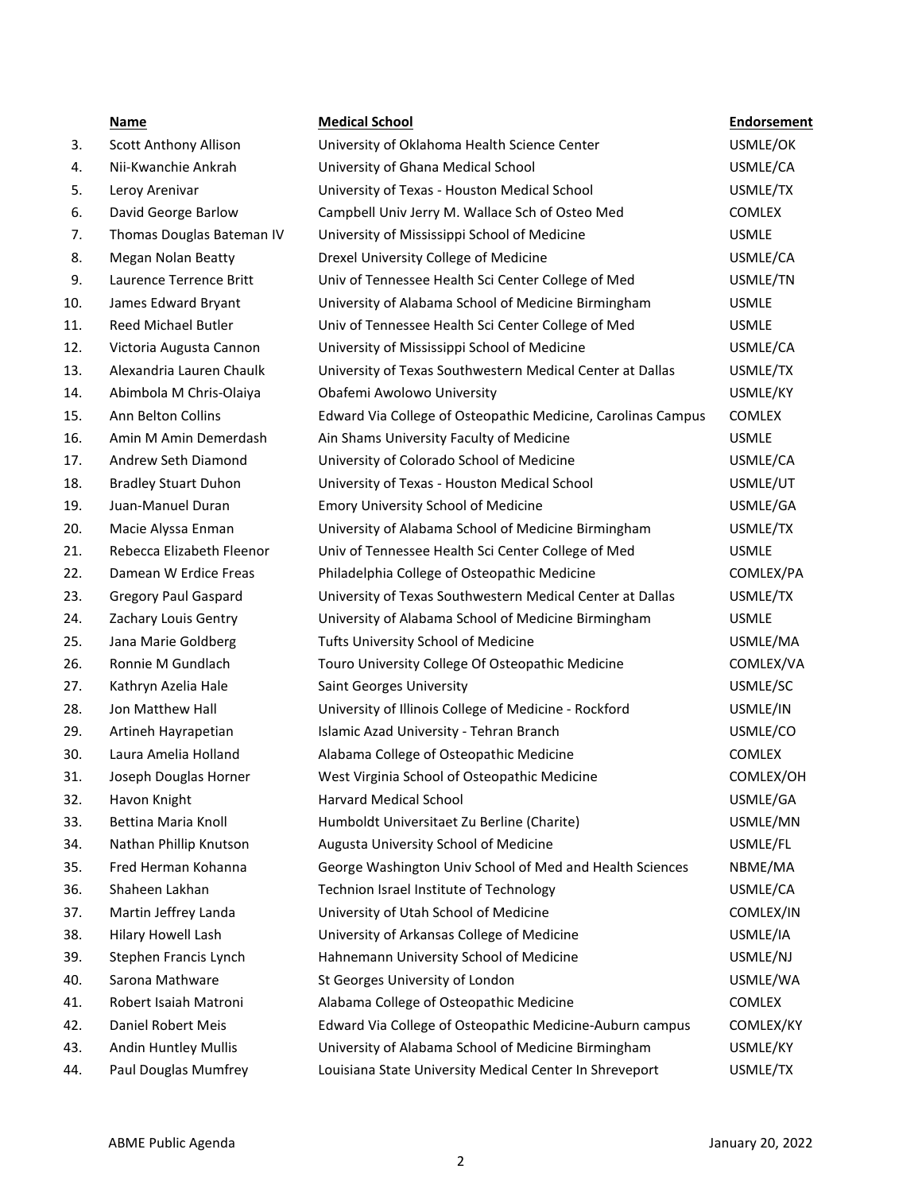| | Name | Medical School | Endorsement |
|---|---|---|---|
| 3. | Scott Anthony Allison | University of Oklahoma Health Science Center | USMLE/OK |
| 4. | Nii-Kwanchie Ankrah | University of Ghana Medical School | USMLE/CA |
| 5. | Leroy Arenivar | University of Texas - Houston Medical School | USMLE/TX |
| 6. | David George Barlow | Campbell Univ Jerry M. Wallace Sch of Osteo Med | COMLEX |
| 7. | Thomas Douglas Bateman IV | University of Mississippi School of Medicine | USMLE |
| 8. | Megan Nolan Beatty | Drexel University College of Medicine | USMLE/CA |
| 9. | Laurence Terrence Britt | Univ of Tennessee Health Sci Center College of Med | USMLE/TN |
| 10. | James Edward Bryant | University of Alabama School of Medicine Birmingham | USMLE |
| 11. | Reed Michael Butler | Univ of Tennessee Health Sci Center College of Med | USMLE |
| 12. | Victoria Augusta Cannon | University of Mississippi School of Medicine | USMLE/CA |
| 13. | Alexandria Lauren Chaulk | University of Texas Southwestern Medical Center at Dallas | USMLE/TX |
| 14. | Abimbola M Chris-Olaiya | Obafemi Awolowo University | USMLE/KY |
| 15. | Ann Belton Collins | Edward Via College of Osteopathic Medicine, Carolinas Campus | COMLEX |
| 16. | Amin M Amin Demerdash | Ain Shams University Faculty of Medicine | USMLE |
| 17. | Andrew Seth Diamond | University of Colorado School of Medicine | USMLE/CA |
| 18. | Bradley Stuart Duhon | University of Texas - Houston Medical School | USMLE/UT |
| 19. | Juan-Manuel Duran | Emory University School of Medicine | USMLE/GA |
| 20. | Macie Alyssa Enman | University of Alabama School of Medicine Birmingham | USMLE/TX |
| 21. | Rebecca Elizabeth Fleenor | Univ of Tennessee Health Sci Center College of Med | USMLE |
| 22. | Damean W Erdice Freas | Philadelphia College of Osteopathic Medicine | COMLEX/PA |
| 23. | Gregory Paul Gaspard | University of Texas Southwestern Medical Center at Dallas | USMLE/TX |
| 24. | Zachary Louis Gentry | University of Alabama School of Medicine Birmingham | USMLE |
| 25. | Jana Marie Goldberg | Tufts University School of Medicine | USMLE/MA |
| 26. | Ronnie M Gundlach | Touro University College Of Osteopathic Medicine | COMLEX/VA |
| 27. | Kathryn Azelia Hale | Saint Georges University | USMLE/SC |
| 28. | Jon Matthew Hall | University of Illinois College of Medicine - Rockford | USMLE/IN |
| 29. | Artineh Hayrapetian | Islamic Azad University - Tehran Branch | USMLE/CO |
| 30. | Laura Amelia Holland | Alabama College of Osteopathic Medicine | COMLEX |
| 31. | Joseph Douglas Horner | West Virginia School of Osteopathic Medicine | COMLEX/OH |
| 32. | Havon Knight | Harvard Medical School | USMLE/GA |
| 33. | Bettina Maria Knoll | Humboldt Universitaet Zu Berline (Charite) | USMLE/MN |
| 34. | Nathan Phillip Knutson | Augusta University School of Medicine | USMLE/FL |
| 35. | Fred Herman Kohanna | George Washington Univ School of Med and Health Sciences | NBME/MA |
| 36. | Shaheen Lakhan | Technion Israel Institute of Technology | USMLE/CA |
| 37. | Martin Jeffrey Landa | University of Utah School of Medicine | COMLEX/IN |
| 38. | Hilary Howell Lash | University of Arkansas College of Medicine | USMLE/IA |
| 39. | Stephen Francis Lynch | Hahnemann University School of Medicine | USMLE/NJ |
| 40. | Sarona Mathware | St Georges University of London | USMLE/WA |
| 41. | Robert Isaiah Matroni | Alabama College of Osteopathic Medicine | COMLEX |
| 42. | Daniel Robert Meis | Edward Via College of Osteopathic Medicine-Auburn campus | COMLEX/KY |
| 43. | Andin Huntley Mullis | University of Alabama School of Medicine Birmingham | USMLE/KY |
| 44. | Paul Douglas Mumfrey | Louisiana State University Medical Center In Shreveport | USMLE/TX |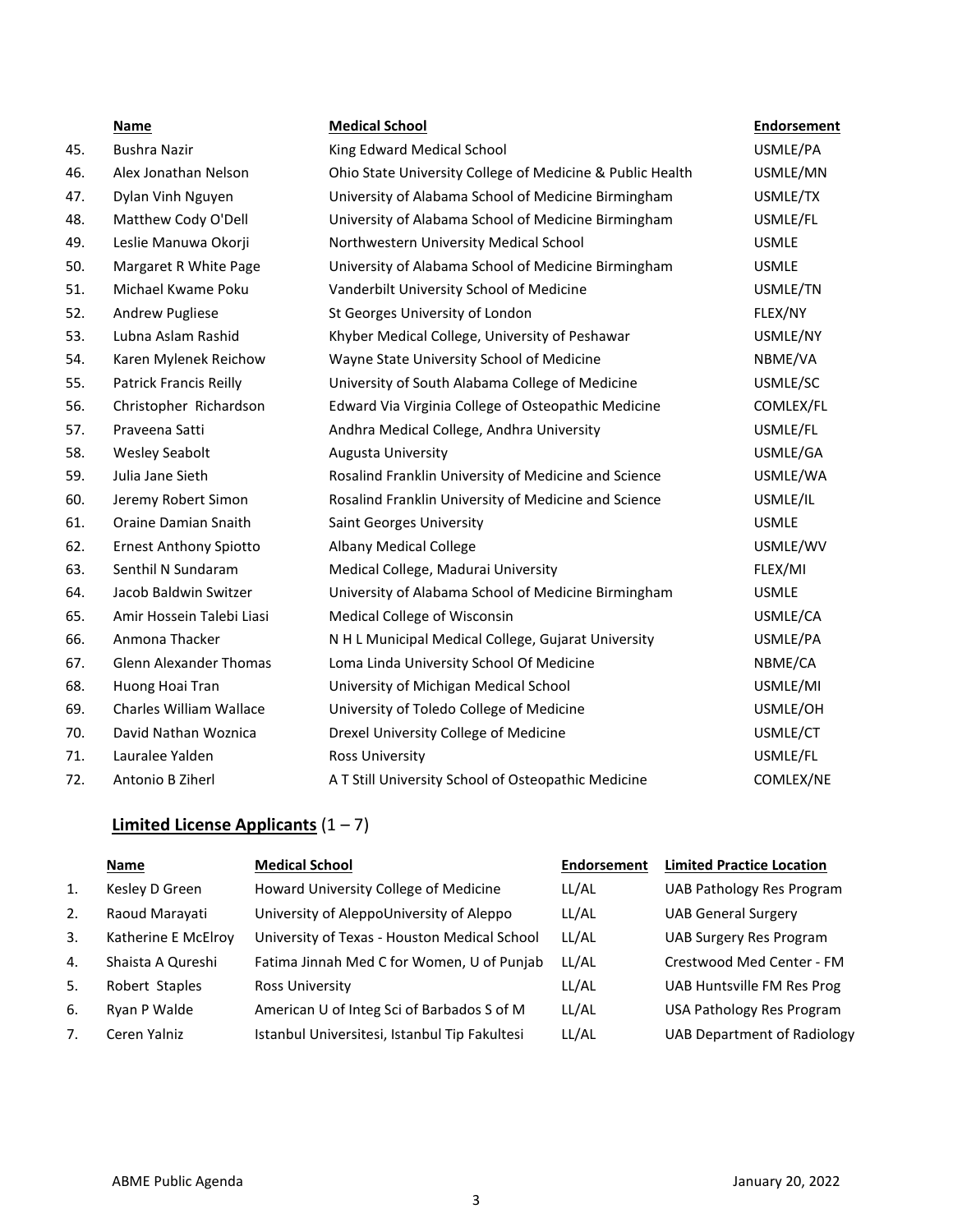| | Name | Medical School | Endorsement |
|---|---|---|---|
| 45. | Bushra Nazir | King Edward Medical School | USMLE/PA |
| 46. | Alex Jonathan Nelson | Ohio State University College of Medicine & Public Health | USMLE/MN |
| 47. | Dylan Vinh Nguyen | University of Alabama School of Medicine Birmingham | USMLE/TX |
| 48. | Matthew Cody O'Dell | University of Alabama School of Medicine Birmingham | USMLE/FL |
| 49. | Leslie Manuwa Okorji | Northwestern University Medical School | USMLE |
| 50. | Margaret R White Page | University of Alabama School of Medicine Birmingham | USMLE |
| 51. | Michael Kwame Poku | Vanderbilt University School of Medicine | USMLE/TN |
| 52. | Andrew Pugliese | St Georges University of London | FLEX/NY |
| 53. | Lubna Aslam Rashid | Khyber Medical College, University of Peshawar | USMLE/NY |
| 54. | Karen Mylenek Reichow | Wayne State University School of Medicine | NBME/VA |
| 55. | Patrick Francis Reilly | University of South Alabama College of Medicine | USMLE/SC |
| 56. | Christopher Richardson | Edward Via Virginia College of Osteopathic Medicine | COMLEX/FL |
| 57. | Praveena Satti | Andhra Medical College, Andhra University | USMLE/FL |
| 58. | Wesley Seabolt | Augusta University | USMLE/GA |
| 59. | Julia Jane Sieth | Rosalind Franklin University of Medicine and Science | USMLE/WA |
| 60. | Jeremy Robert Simon | Rosalind Franklin University of Medicine and Science | USMLE/IL |
| 61. | Oraine Damian Snaith | Saint Georges University | USMLE |
| 62. | Ernest Anthony Spiotto | Albany Medical College | USMLE/WV |
| 63. | Senthil N Sundaram | Medical College, Madurai University | FLEX/MI |
| 64. | Jacob Baldwin Switzer | University of Alabama School of Medicine Birmingham | USMLE |
| 65. | Amir Hossein Talebi Liasi | Medical College of Wisconsin | USMLE/CA |
| 66. | Anmona Thacker | N H L Municipal Medical College, Gujarat University | USMLE/PA |
| 67. | Glenn Alexander Thomas | Loma Linda University School Of Medicine | NBME/CA |
| 68. | Huong Hoai Tran | University of Michigan Medical School | USMLE/MI |
| 69. | Charles William Wallace | University of Toledo College of Medicine | USMLE/OH |
| 70. | David Nathan Woznica | Drexel University College of Medicine | USMLE/CT |
| 71. | Lauralee Yalden | Ross University | USMLE/FL |
| 72. | Antonio B Ziherl | A T Still University School of Osteopathic Medicine | COMLEX/NE |

## **Limited License Applicants** (1 – 7)

| | Name | Medical School | Endorsement | Limited Practice Location |
|---|---|---|---|---|
| 1. | Kesley D Green | Howard University College of Medicine | LL/AL | UAB Pathology Res Program |
| 2. | Raoud Marayati | University of AleppoUniversity of Aleppo | LL/AL | UAB General Surgery |
| 3. | Katherine E McElroy | University of Texas - Houston Medical School | LL/AL | UAB Surgery Res Program |
| 4. | Shaista A Qureshi | Fatima Jinnah Med C for Women, U of Punjab | LL/AL | Crestwood Med Center - FM |
| 5. | Robert Staples | Ross University | LL/AL | UAB Huntsville FM Res Prog |
| 6. | Ryan P Walde | American U of Integ Sci of Barbados S of M | LL/AL | USA Pathology Res Program |
| 7. | Ceren Yalniz | Istanbul Universitesi, Istanbul Tip Fakultesi | LL/AL | UAB Department of Radiology |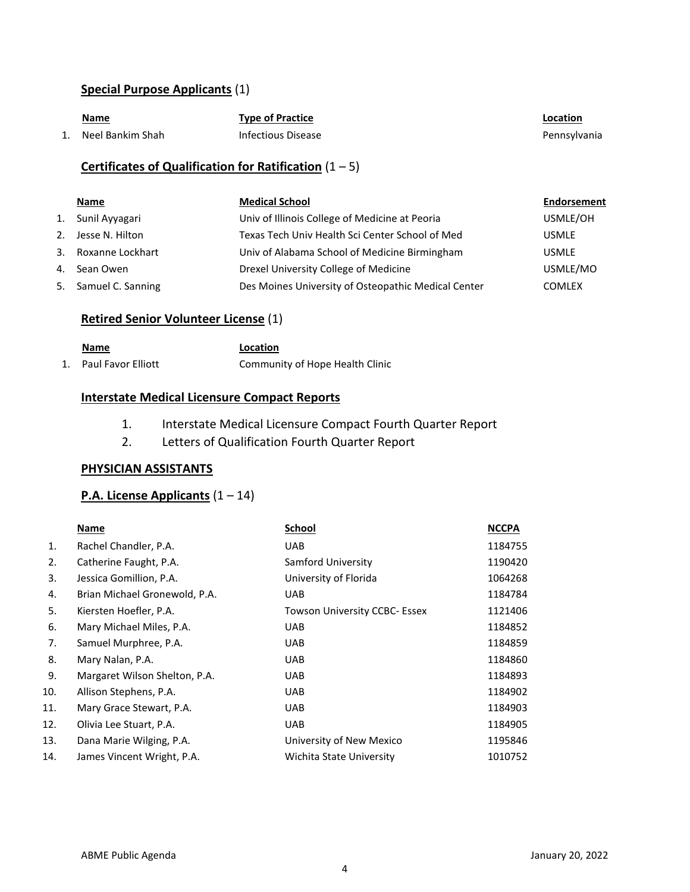**Special Purpose Applicants** (1)

| | Name | Type of Practice | Location |
|---|---|---|---|
| 1. | Neel Bankim Shah | Infectious Disease | Pennsylvania |

**Certificates of Qualification for Ratification** (1 – 5)

| | Name | Medical School | Endorsement |
|---|---|---|---|
| 1. | Sunil Ayyagari | Univ of Illinois College of Medicine at Peoria | USMLE/OH |
| 2. | Jesse N. Hilton | Texas Tech Univ Health Sci Center School of Med | USMLE |
| 3. | Roxanne Lockhart | Univ of Alabama School of Medicine Birmingham | USMLE |
| 4. | Sean Owen | Drexel University College of Medicine | USMLE/MO |
| 5. | Samuel C. Sanning | Des Moines University of Osteopathic Medical Center | COMLEX |

**Retired Senior Volunteer License** (1)

| | Name | Location |
|---|---|---|
| 1. | Paul Favor Elliott | Community of Hope Health Clinic |

**Interstate Medical Licensure Compact Reports**

1. Interstate Medical Licensure Compact Fourth Quarter Report
2. Letters of Qualification Fourth Quarter Report

**PHYSICIAN ASSISTANTS**

**P.A. License Applicants** (1 – 14)

| | Name | School | NCCPA |
|---|---|---|---|
| 1. | Rachel Chandler, P.A. | UAB | 1184755 |
| 2. | Catherine Faught, P.A. | Samford University | 1190420 |
| 3. | Jessica Gomillion, P.A. | University of Florida | 1064268 |
| 4. | Brian Michael Gronewold, P.A. | UAB | 1184784 |
| 5. | Kiersten Hoefler, P.A. | Towson University CCBC- Essex | 1121406 |
| 6. | Mary Michael Miles, P.A. | UAB | 1184852 |
| 7. | Samuel Murphree, P.A. | UAB | 1184859 |
| 8. | Mary Nalan, P.A. | UAB | 1184860 |
| 9. | Margaret Wilson Shelton, P.A. | UAB | 1184893 |
| 10. | Allison Stephens, P.A. | UAB | 1184902 |
| 11. | Mary Grace Stewart, P.A. | UAB | 1184903 |
| 12. | Olivia Lee Stuart, P.A. | UAB | 1184905 |
| 13. | Dana Marie Wilging, P.A. | University of New Mexico | 1195846 |
| 14. | James Vincent Wright, P.A. | Wichita State University | 1010752 |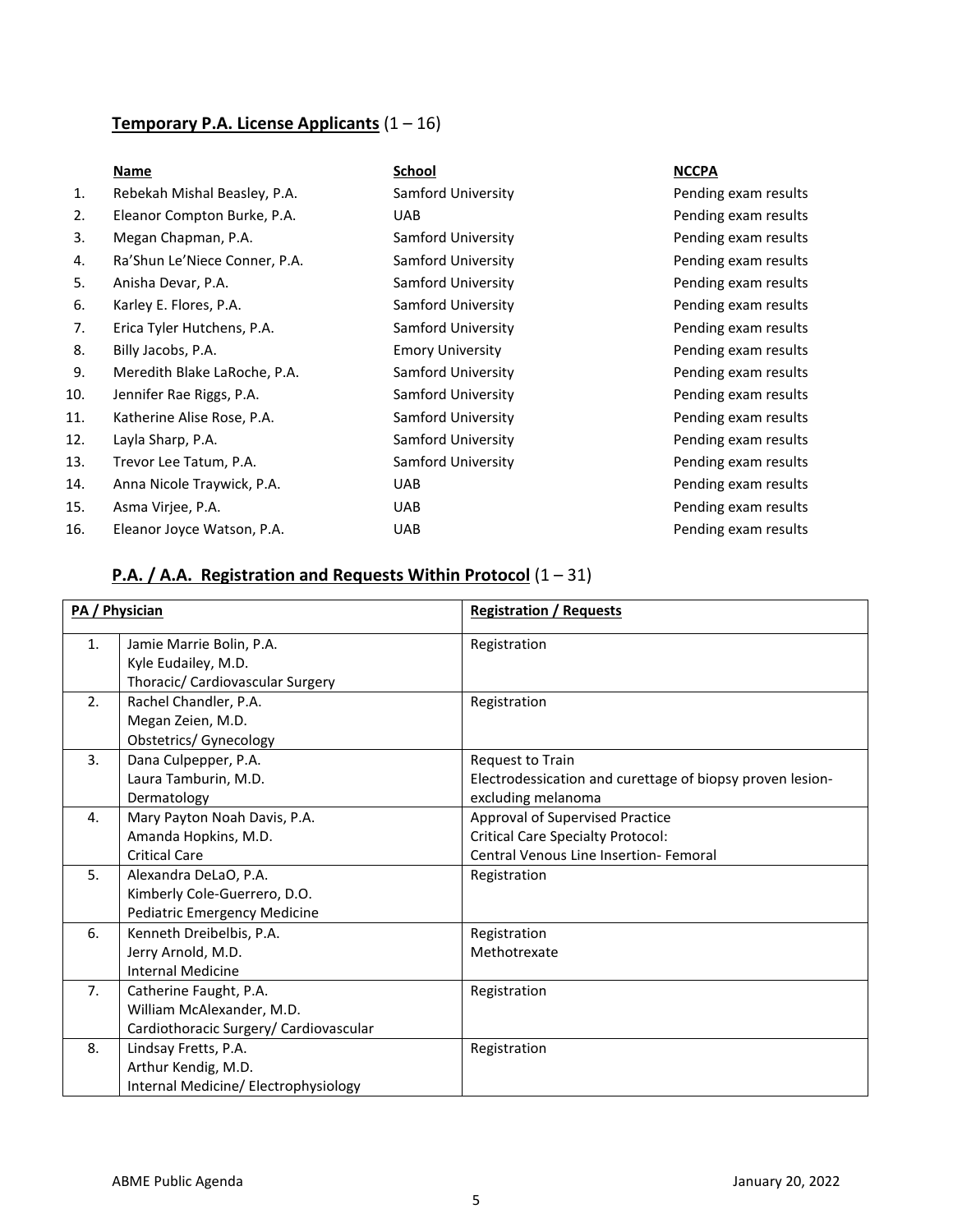## **Temporary P.A. License Applicants** (1 – 16)

| | Name | School | NCCPA |
|---|---|---|---|
| 1. | Rebekah Mishal Beasley, P.A. | Samford University | Pending exam results |
| 2. | Eleanor Compton Burke, P.A. | UAB | Pending exam results |
| 3. | Megan Chapman, P.A. | Samford University | Pending exam results |
| 4. | Ra'Shun Le'Niece Conner, P.A. | Samford University | Pending exam results |
| 5. | Anisha Devar, P.A. | Samford University | Pending exam results |
| 6. | Karley E. Flores, P.A. | Samford University | Pending exam results |
| 7. | Erica Tyler Hutchens, P.A. | Samford University | Pending exam results |
| 8. | Billy Jacobs, P.A. | Emory University | Pending exam results |
| 9. | Meredith Blake LaRoche, P.A. | Samford University | Pending exam results |
| 10. | Jennifer Rae Riggs, P.A. | Samford University | Pending exam results |
| 11. | Katherine Alise Rose, P.A. | Samford University | Pending exam results |
| 12. | Layla Sharp, P.A. | Samford University | Pending exam results |
| 13. | Trevor Lee Tatum, P.A. | Samford University | Pending exam results |
| 14. | Anna Nicole Traywick, P.A. | UAB | Pending exam results |
| 15. | Asma Virjee, P.A. | UAB | Pending exam results |
| 16. | Eleanor Joyce Watson, P.A. | UAB | Pending exam results |

## **P.A. / A.A. Registration and Requests Within Protocol** (1 – 31)

| PA / Physician | | Registration / Requests |
|---|---|---|
| 1. | Jamie Marrie Bolin, P.A.<br>Kyle Eudailey, M.D.<br>Thoracic/ Cardiovascular Surgery | Registration |
| 2. | Rachel Chandler, P.A.<br>Megan Zeien, M.D.<br>Obstetrics/ Gynecology | Registration |
| 3. | Dana Culpepper, P.A.<br>Laura Tamburin, M.D.<br>Dermatology | Request to Train<br>Electrodessication and curettage of biopsy proven lesion-excluding melanoma |
| 4. | Mary Payton Noah Davis, P.A.<br>Amanda Hopkins, M.D.<br>Critical Care | Approval of Supervised Practice<br>Critical Care Specialty Protocol:<br>Central Venous Line Insertion- Femoral |
| 5. | Alexandra DeLaO, P.A.<br>Kimberly Cole-Guerrero, D.O.<br>Pediatric Emergency Medicine | Registration |
| 6. | Kenneth Dreibelbis, P.A.<br>Jerry Arnold, M.D.<br>Internal Medicine | Registration<br>Methotrexate |
| 7. | Catherine Faught, P.A.<br>William McAlexander, M.D.<br>Cardiothoracic Surgery/ Cardiovascular | Registration |
| 8. | Lindsay Fretts, P.A.<br>Arthur Kendig, M.D.<br>Internal Medicine/ Electrophysiology | Registration |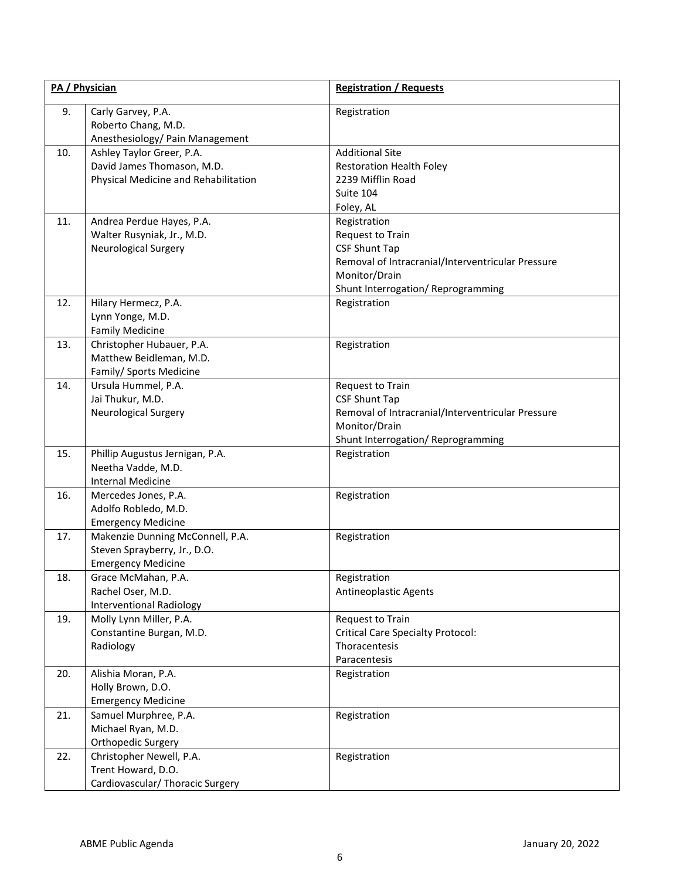| PA / Physician | | Registration / Requests |
|---|---|---|
| 9. | Carly Garvey, P.A.<br>Roberto Chang, M.D.<br>Anesthesiology/ Pain Management | Registration |
| 10. | Ashley Taylor Greer, P.A.<br>David James Thomason, M.D.<br>Physical Medicine and Rehabilitation | Additional Site<br>Restoration Health Foley<br>2239 Mifflin Road<br>Suite 104<br>Foley, AL |
| 11. | Andrea Perdue Hayes, P.A.<br>Walter Rusyniak, Jr., M.D.<br>Neurological Surgery | Registration<br>Request to Train<br>CSF Shunt Tap<br>Removal of Intracranial/Interventricular Pressure Monitor/Drain<br>Shunt Interrogation/ Reprogramming |
| 12. | Hilary Hermecz, P.A.<br>Lynn Yonge, M.D.<br>Family Medicine | Registration |
| 13. | Christopher Hubauer, P.A.<br>Matthew Beidleman, M.D.<br>Family/ Sports Medicine | Registration |
| 14. | Ursula Hummel, P.A.<br>Jai Thukur, M.D.<br>Neurological Surgery | Request to Train<br>CSF Shunt Tap<br>Removal of Intracranial/Interventricular Pressure Monitor/Drain<br>Shunt Interrogation/ Reprogramming |
| 15. | Phillip Augustus Jernigan, P.A.<br>Neetha Vadde, M.D.<br>Internal Medicine | Registration |
| 16. | Mercedes Jones, P.A.<br>Adolfo Robledo, M.D.<br>Emergency Medicine | Registration |
| 17. | Makenzie Dunning McConnell, P.A.<br>Steven Sprayberry, Jr., D.O.<br>Emergency Medicine | Registration |
| 18. | Grace McMahan, P.A.<br>Rachel Oser, M.D.<br>Interventional Radiology | Registration<br>Antineoplastic Agents |
| 19. | Molly Lynn Miller, P.A.<br>Constantine Burgan, M.D.<br>Radiology | Request to Train<br>Critical Care Specialty Protocol:<br>Thoracentesis<br>Paracentesis |
| 20. | Alishia Moran, P.A.<br>Holly Brown, D.O.<br>Emergency Medicine | Registration |
| 21. | Samuel Murphree, P.A.<br>Michael Ryan, M.D.<br>Orthopedic Surgery | Registration |
| 22. | Christopher Newell, P.A.<br>Trent Howard, D.O.<br>Cardiovascular/ Thoracic Surgery | Registration |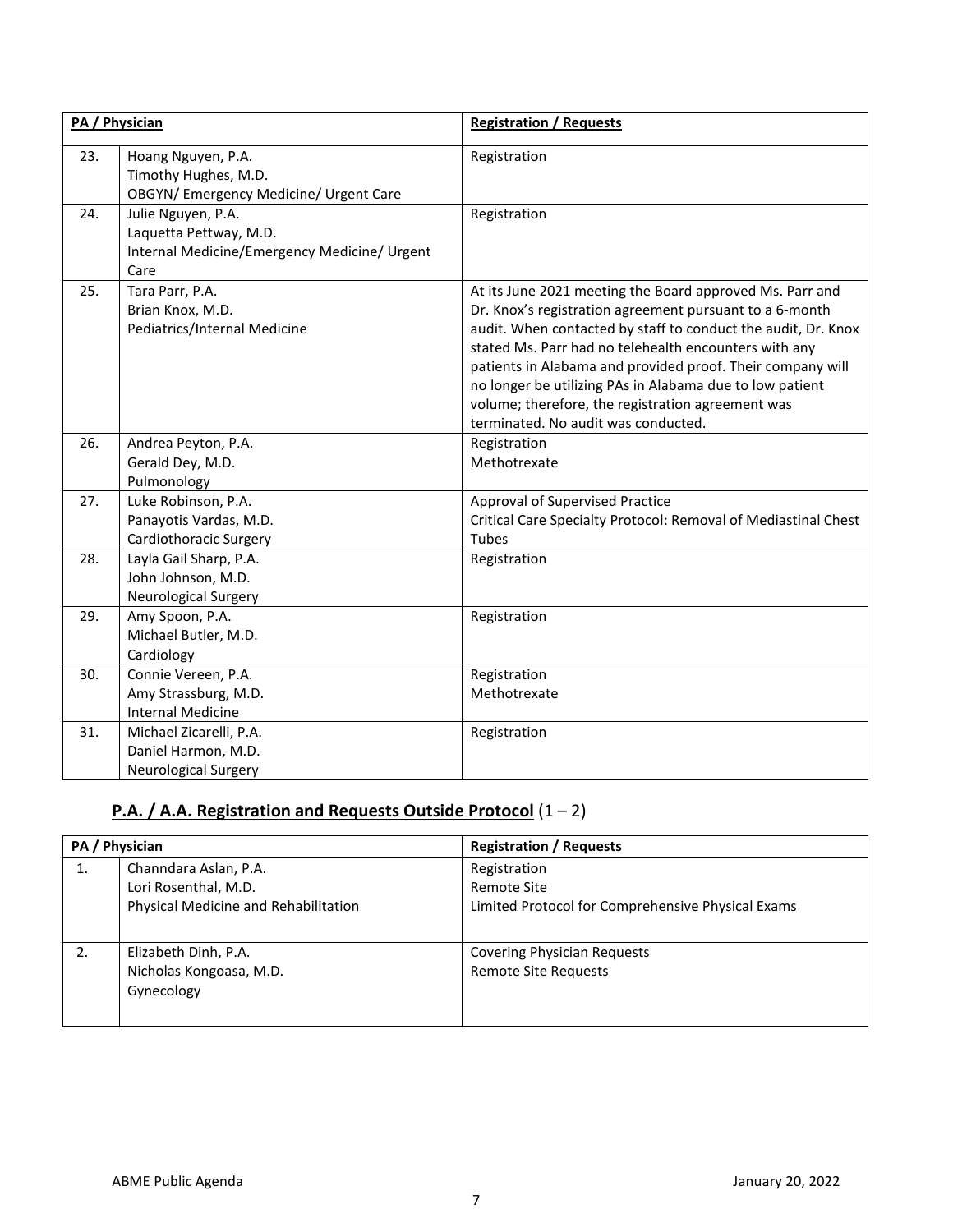| PA / Physician | | Registration / Requests |
|---|---|---|
| 23. | Hoang Nguyen, P.A.<br>Timothy Hughes, M.D.<br>OBGYN/ Emergency Medicine/ Urgent Care | Registration |
| 24. | Julie Nguyen, P.A.<br>Laquetta Pettway, M.D.<br>Internal Medicine/Emergency Medicine/ Urgent Care | Registration |
| 25. | Tara Parr, P.A.<br>Brian Knox, M.D.<br>Pediatrics/Internal Medicine | At its June 2021 meeting the Board approved Ms. Parr and Dr. Knox's registration agreement pursuant to a 6-month audit. When contacted by staff to conduct the audit, Dr. Knox stated Ms. Parr had no telehealth encounters with any patients in Alabama and provided proof. Their company will no longer be utilizing PAs in Alabama due to low patient volume; therefore, the registration agreement was terminated. No audit was conducted. |
| 26. | Andrea Peyton, P.A.<br>Gerald Dey, M.D.<br>Pulmonology | Registration<br>Methotrexate |
| 27. | Luke Robinson, P.A.<br>Panayotis Vardas, M.D.<br>Cardiothoracic Surgery | Approval of Supervised Practice<br>Critical Care Specialty Protocol: Removal of Mediastinal Chest Tubes |
| 28. | Layla Gail Sharp, P.A.<br>John Johnson, M.D.<br>Neurological Surgery | Registration |
| 29. | Amy Spoon, P.A.<br>Michael Butler, M.D.<br>Cardiology | Registration |
| 30. | Connie Vereen, P.A.<br>Amy Strassburg, M.D.<br>Internal Medicine | Registration<br>Methotrexate |
| 31. | Michael Zicarelli, P.A.<br>Daniel Harmon, M.D.<br>Neurological Surgery | Registration |

## **P.A. / A.A. Registration and Requests Outside Protocol** (1 – 2)

| PA / Physician | | Registration / Requests |
|---|---|---|
| 1. | Channdara Aslan, P.A.<br>Lori Rosenthal, M.D.<br>Physical Medicine and Rehabilitation | Registration<br>Remote Site<br>Limited Protocol for Comprehensive Physical Exams |
| 2. | Elizabeth Dinh, P.A.<br>Nicholas Kongoasa, M.D.<br>Gynecology | Covering Physician Requests<br>Remote Site Requests |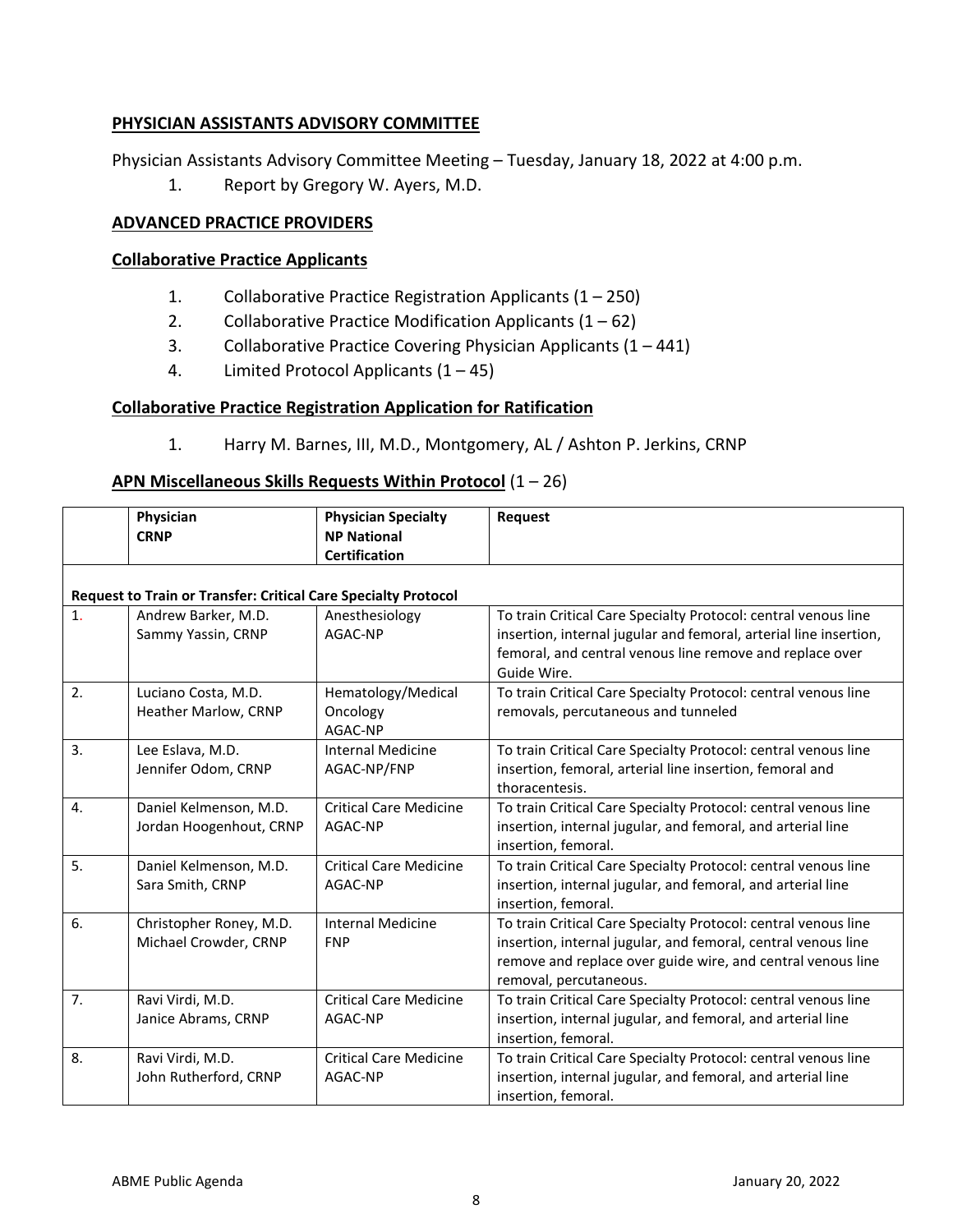## PHYSICIAN ASSISTANTS ADVISORY COMMITTEE

Physician Assistants Advisory Committee Meeting – Tuesday, January 18, 2022 at 4:00 p.m.

1. Report by Gregory W. Ayers, M.D.

## ADVANCED PRACTICE PROVIDERS

### Collaborative Practice Applicants

1. Collaborative Practice Registration Applicants (1 – 250)
2. Collaborative Practice Modification Applicants (1 – 62)
3. Collaborative Practice Covering Physician Applicants (1 – 441)
4. Limited Protocol Applicants (1 – 45)

### Collaborative Practice Registration Application for Ratification

1. Harry M. Barnes, III, M.D., Montgomery, AL / Ashton P. Jerkins, CRNP

### APN Miscellaneous Skills Requests Within Protocol (1 – 26)

| | Physician<br>CRNP | Physician Specialty<br>NP National Certification | Request |
|---|---|---|---|
| **Request to Train or Transfer: Critical Care Specialty Protocol** | | | |
| 1. | Andrew Barker, M.D.<br>Sammy Yassin, CRNP | Anesthesiology<br>AGAC-NP | To train Critical Care Specialty Protocol: central venous line insertion, internal jugular and femoral, arterial line insertion, femoral, and central venous line remove and replace over Guide Wire. |
| 2. | Luciano Costa, M.D.<br>Heather Marlow, CRNP | Hematology/Medical Oncology<br>AGAC-NP | To train Critical Care Specialty Protocol: central venous line removals, percutaneous and tunneled |
| 3. | Lee Eslava, M.D.<br>Jennifer Odom, CRNP | Internal Medicine<br>AGAC-NP/FNP | To train Critical Care Specialty Protocol: central venous line insertion, femoral, arterial line insertion, femoral and thoracentesis. |
| 4. | Daniel Kelmenson, M.D.<br>Jordan Hoogenhout, CRNP | Critical Care Medicine<br>AGAC-NP | To train Critical Care Specialty Protocol: central venous line insertion, internal jugular, and femoral, and arterial line insertion, femoral. |
| 5. | Daniel Kelmenson, M.D.<br>Sara Smith, CRNP | Critical Care Medicine<br>AGAC-NP | To train Critical Care Specialty Protocol: central venous line insertion, internal jugular, and femoral, and arterial line insertion, femoral. |
| 6. | Christopher Roney, M.D.<br>Michael Crowder, CRNP | Internal Medicine<br>FNP | To train Critical Care Specialty Protocol: central venous line insertion, internal jugular, and femoral, central venous line remove and replace over guide wire, and central venous line removal, percutaneous. |
| 7. | Ravi Virdi, M.D.<br>Janice Abrams, CRNP | Critical Care Medicine<br>AGAC-NP | To train Critical Care Specialty Protocol: central venous line insertion, internal jugular, and femoral, and arterial line insertion, femoral. |
| 8. | Ravi Virdi, M.D.<br>John Rutherford, CRNP | Critical Care Medicine<br>AGAC-NP | To train Critical Care Specialty Protocol: central venous line insertion, internal jugular, and femoral, and arterial line insertion, femoral. |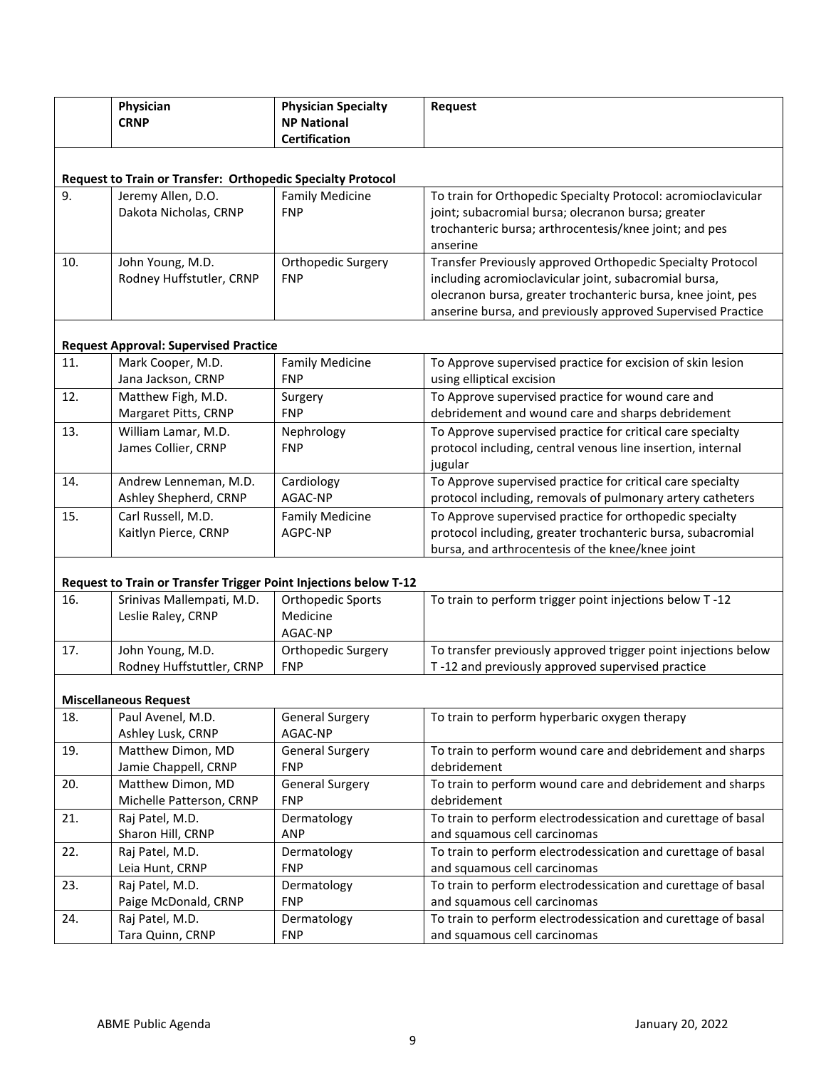| | Physician<br>CRNP | Physician Specialty<br>NP National Certification | Request |
|---|---|---|---|
| | **Request to Train or Transfer: Orthopedic Specialty Protocol** | | |
| 9. | Jeremy Allen, D.O.<br>Dakota Nicholas, CRNP | Family Medicine<br>FNP | To train for Orthopedic Specialty Protocol: acromioclavicular joint; subacromial bursa; olecranon bursa; greater trochanteric bursa; arthrocentesis/knee joint; and pes anserine |
| 10. | John Young, M.D.<br>Rodney Huffstutler, CRNP | Orthopedic Surgery<br>FNP | Transfer Previously approved Orthopedic Specialty Protocol including acromioclavicular joint, subacromial bursa, olecranon bursa, greater trochanteric bursa, knee joint, pes anserine bursa, and previously approved Supervised Practice |
| | **Request Approval: Supervised Practice** | | |
| 11. | Mark Cooper, M.D.<br>Jana Jackson, CRNP | Family Medicine<br>FNP | To Approve supervised practice for excision of skin lesion using elliptical excision |
| 12. | Matthew Figh, M.D.<br>Margaret Pitts, CRNP | Surgery<br>FNP | To Approve supervised practice for wound care and debridement and wound care and sharps debridement |
| 13. | William Lamar, M.D.<br>James Collier, CRNP | Nephrology<br>FNP | To Approve supervised practice for critical care specialty protocol including, central venous line insertion, internal jugular |
| 14. | Andrew Lenneman, M.D.<br>Ashley Shepherd, CRNP | Cardiology<br>AGAC-NP | To Approve supervised practice for critical care specialty protocol including, removals of pulmonary artery catheters |
| 15. | Carl Russell, M.D.<br>Kaitlyn Pierce, CRNP | Family Medicine<br>AGPC-NP | To Approve supervised practice for orthopedic specialty protocol including, greater trochanteric bursa, subacromial bursa, and arthrocentesis of the knee/knee joint |
| | **Request to Train or Transfer Trigger Point Injections below T-12** | | |
| 16. | Srinivas Mallempati, M.D.<br>Leslie Raley, CRNP | Orthopedic Sports Medicine<br>AGAC-NP | To train to perform trigger point injections below T -12 |
| 17. | John Young, M.D.<br>Rodney Huffstuttler, CRNP | Orthopedic Surgery<br>FNP | To transfer previously approved trigger point injections below T -12 and previously approved supervised practice |
| | **Miscellaneous Request** | | |
| 18. | Paul Avenel, M.D.<br>Ashley Lusk, CRNP | General Surgery<br>AGAC-NP | To train to perform hyperbaric oxygen therapy |
| 19. | Matthew Dimon, MD<br>Jamie Chappell, CRNP | General Surgery<br>FNP | To train to perform wound care and debridement and sharps debridement |
| 20. | Matthew Dimon, MD<br>Michelle Patterson, CRNP | General Surgery<br>FNP | To train to perform wound care and debridement and sharps debridement |
| 21. | Raj Patel, M.D.<br>Sharon Hill, CRNP | Dermatology<br>ANP | To train to perform electrodessication and curettage of basal and squamous cell carcinomas |
| 22. | Raj Patel, M.D.<br>Leia Hunt, CRNP | Dermatology<br>FNP | To train to perform electrodessication and curettage of basal and squamous cell carcinomas |
| 23. | Raj Patel, M.D.<br>Paige McDonald, CRNP | Dermatology<br>FNP | To train to perform electrodessication and curettage of basal and squamous cell carcinomas |
| 24. | Raj Patel, M.D.<br>Tara Quinn, CRNP | Dermatology<br>FNP | To train to perform electrodessication and curettage of basal and squamous cell carcinomas |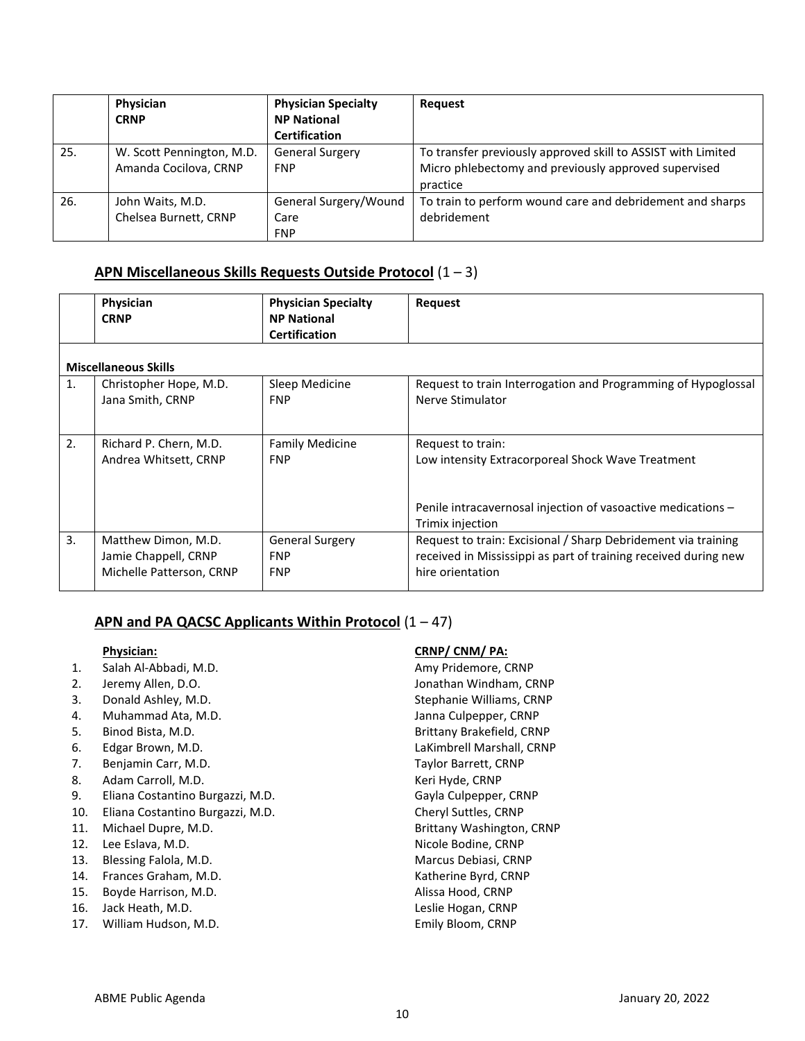| | Physician<br>CRNP | Physician Specialty<br>NP National Certification | Request |
|---|---|---|---|
| 25. | W. Scott Pennington, M.D.<br>Amanda Cocilova, CRNP | General Surgery<br>FNP | To transfer previously approved skill to ASSIST with Limited Micro phlebectomy and previously approved supervised practice |
| 26. | John Waits, M.D.<br>Chelsea Burnett, CRNP | General Surgery/Wound Care<br>FNP | To train to perform wound care and debridement and sharps debridement |

## **APN Miscellaneous Skills Requests Outside Protocol** (1 – 3)

| | Physician<br>CRNP | Physician Specialty<br>NP National Certification | Request |
|---|---|---|---|
| **Miscellaneous Skills** | | | |
| 1. | Christopher Hope, M.D.<br>Jana Smith, CRNP | Sleep Medicine<br>FNP | Request to train Interrogation and Programming of Hypoglossal Nerve Stimulator |
| 2. | Richard P. Chern, M.D.<br>Andrea Whitsett, CRNP | Family Medicine<br>FNP | Request to train:<br>Low intensity Extracorporeal Shock Wave Treatment<br><br>Penile intracavernosal injection of vasoactive medications – Trimix injection |
| 3. | Matthew Dimon, M.D.<br>Jamie Chappell, CRNP<br>Michelle Patterson, CRNP | General Surgery<br>FNP<br>FNP | Request to train: Excisional / Sharp Debridement via training received in Mississippi as part of training received during new hire orientation |

## **APN and PA QACSC Applicants Within Protocol** (1 – 47)

| | **Physician:** | **CRNP/ CNM/ PA:** |
|---|---|---|
| 1. | Salah Al-Abbadi, M.D. | Amy Pridemore, CRNP |
| 2. | Jeremy Allen, D.O. | Jonathan Windham, CRNP |
| 3. | Donald Ashley, M.D. | Stephanie Williams, CRNP |
| 4. | Muhammad Ata, M.D. | Janna Culpepper, CRNP |
| 5. | Binod Bista, M.D. | Brittany Brakefield, CRNP |
| 6. | Edgar Brown, M.D. | LaKimbrell Marshall, CRNP |
| 7. | Benjamin Carr, M.D. | Taylor Barrett, CRNP |
| 8. | Adam Carroll, M.D. | Keri Hyde, CRNP |
| 9. | Eliana Costantino Burgazzi, M.D. | Gayla Culpepper, CRNP |
| 10. | Eliana Costantino Burgazzi, M.D. | Cheryl Suttles, CRNP |
| 11. | Michael Dupre, M.D. | Brittany Washington, CRNP |
| 12. | Lee Eslava, M.D. | Nicole Bodine, CRNP |
| 13. | Blessing Falola, M.D. | Marcus Debiasi, CRNP |
| 14. | Frances Graham, M.D. | Katherine Byrd, CRNP |
| 15. | Boyde Harrison, M.D. | Alissa Hood, CRNP |
| 16. | Jack Heath, M.D. | Leslie Hogan, CRNP |
| 17. | William Hudson, M.D. | Emily Bloom, CRNP |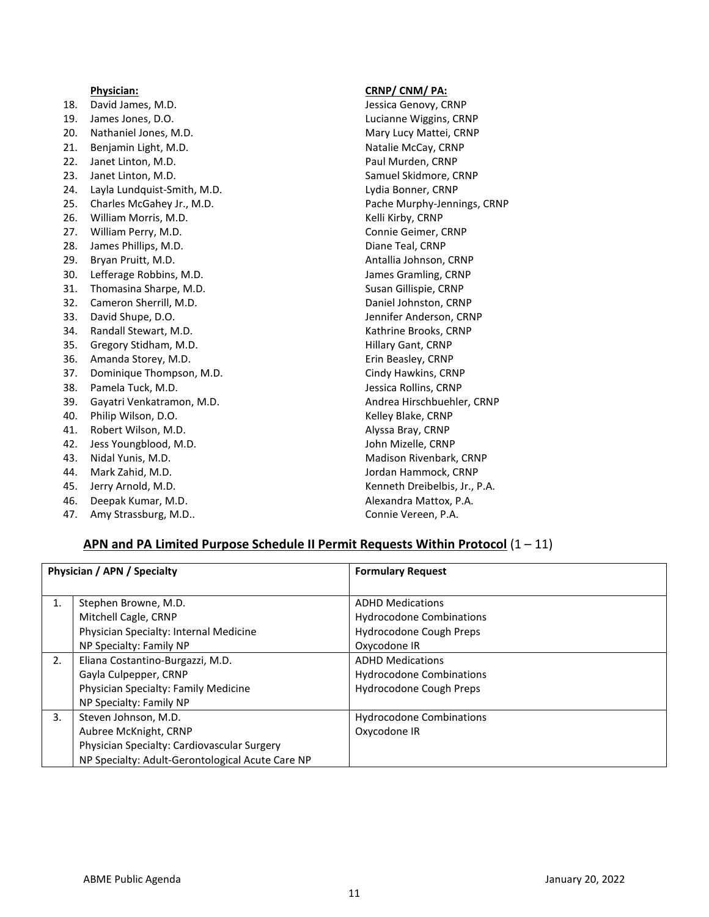| | Physician: | CRNP/ CNM/ PA: |
|---|---|---|
| 18. | David James, M.D. | Jessica Genovy, CRNP |
| 19. | James Jones, D.O. | Lucianne Wiggins, CRNP |
| 20. | Nathaniel Jones, M.D. | Mary Lucy Mattei, CRNP |
| 21. | Benjamin Light, M.D. | Natalie McCay, CRNP |
| 22. | Janet Linton, M.D. | Paul Murden, CRNP |
| 23. | Janet Linton, M.D. | Samuel Skidmore, CRNP |
| 24. | Layla Lundquist-Smith, M.D. | Lydia Bonner, CRNP |
| 25. | Charles McGahey Jr., M.D. | Pache Murphy-Jennings, CRNP |
| 26. | William Morris, M.D. | Kelli Kirby, CRNP |
| 27. | William Perry, M.D. | Connie Geimer, CRNP |
| 28. | James Phillips, M.D. | Diane Teal, CRNP |
| 29. | Bryan Pruitt, M.D. | Antallia Johnson, CRNP |
| 30. | Lefferage Robbins, M.D. | James Gramling, CRNP |
| 31. | Thomasina Sharpe, M.D. | Susan Gillispie, CRNP |
| 32. | Cameron Sherrill, M.D. | Daniel Johnston, CRNP |
| 33. | David Shupe, D.O. | Jennifer Anderson, CRNP |
| 34. | Randall Stewart, M.D. | Kathrine Brooks, CRNP |
| 35. | Gregory Stidham, M.D. | Hillary Gant, CRNP |
| 36. | Amanda Storey, M.D. | Erin Beasley, CRNP |
| 37. | Dominique Thompson, M.D. | Cindy Hawkins, CRNP |
| 38. | Pamela Tuck, M.D. | Jessica Rollins, CRNP |
| 39. | Gayatri Venkatramon, M.D. | Andrea Hirschbuehler, CRNP |
| 40. | Philip Wilson, D.O. | Kelley Blake, CRNP |
| 41. | Robert Wilson, M.D. | Alyssa Bray, CRNP |
| 42. | Jess Youngblood, M.D. | John Mizelle, CRNP |
| 43. | Nidal Yunis, M.D. | Madison Rivenbark, CRNP |
| 44. | Mark Zahid, M.D. | Jordan Hammock, CRNP |
| 45. | Jerry Arnold, M.D. | Kenneth Dreibelbis, Jr., P.A. |
| 46. | Deepak Kumar, M.D. | Alexandra Mattox, P.A. |
| 47. | Amy Strassburg, M.D.. | Connie Vereen, P.A. |

## APN and PA Limited Purpose Schedule II Permit Requests Within Protocol (1 – 11)

| | Physician / APN / Specialty | Formulary Request |
|---|---|---|
| 1. | Stephen Browne, M.D.<br>Mitchell Cagle, CRNP<br>Physician Specialty: Internal Medicine<br>NP Specialty: Family NP | ADHD Medications<br>Hydrocodone Combinations<br>Hydrocodone Cough Preps<br>Oxycodone IR |
| 2. | Eliana Costantino-Burgazzi, M.D.<br>Gayla Culpepper, CRNP<br>Physician Specialty: Family Medicine<br>NP Specialty: Family NP | ADHD Medications<br>Hydrocodone Combinations<br>Hydrocodone Cough Preps |
| 3. | Steven Johnson, M.D.<br>Aubree McKnight, CRNP<br>Physician Specialty: Cardiovascular Surgery<br>NP Specialty: Adult-Gerontological Acute Care NP | Hydrocodone Combinations<br>Oxycodone IR |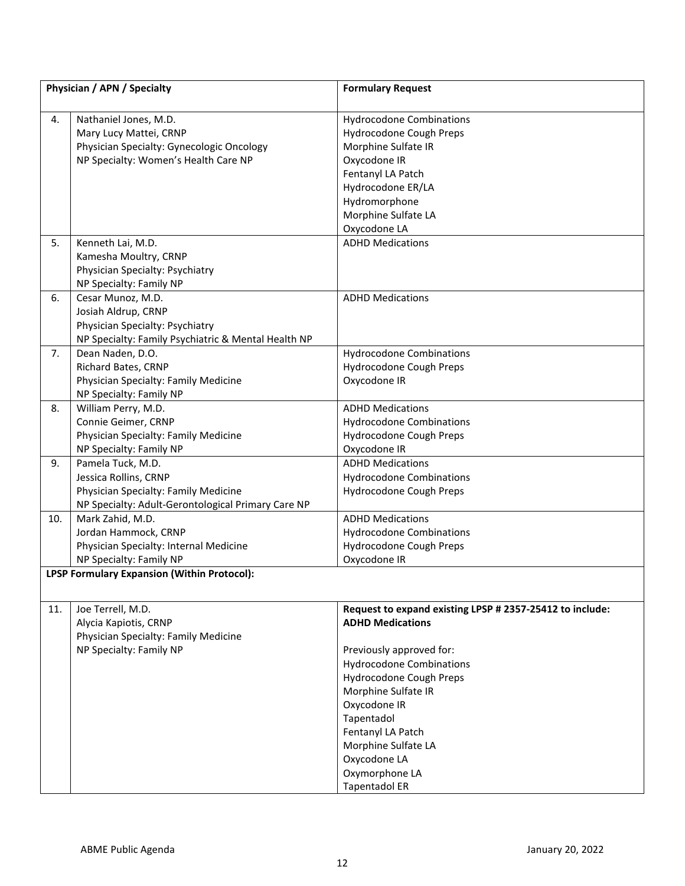| | Physician / APN / Specialty | Formulary Request |
|---|---|---|
| 4. | Nathaniel Jones, M.D.<br>Mary Lucy Mattei, CRNP<br>Physician Specialty: Gynecologic Oncology<br>NP Specialty: Women's Health Care NP | Hydrocodone Combinations<br>Hydrocodone Cough Preps<br>Morphine Sulfate IR<br>Oxycodone IR<br>Fentanyl LA Patch<br>Hydrocodone ER/LA<br>Hydromorphone<br>Morphine Sulfate LA<br>Oxycodone LA |
| 5. | Kenneth Lai, M.D.<br>Kamesha Moultry, CRNP<br>Physician Specialty: Psychiatry<br>NP Specialty: Family NP | ADHD Medications |
| 6. | Cesar Munoz, M.D.<br>Josiah Aldrup, CRNP<br>Physician Specialty: Psychiatry<br>NP Specialty: Family Psychiatric & Mental Health NP | ADHD Medications |
| 7. | Dean Naden, D.O.<br>Richard Bates, CRNP<br>Physician Specialty: Family Medicine<br>NP Specialty: Family NP | Hydrocodone Combinations<br>Hydrocodone Cough Preps<br>Oxycodone IR |
| 8. | William Perry, M.D.<br>Connie Geimer, CRNP<br>Physician Specialty: Family Medicine<br>NP Specialty: Family NP | ADHD Medications<br>Hydrocodone Combinations<br>Hydrocodone Cough Preps<br>Oxycodone IR |
| 9. | Pamela Tuck, M.D.<br>Jessica Rollins, CRNP<br>Physician Specialty: Family Medicine<br>NP Specialty: Adult-Gerontological Primary Care NP | ADHD Medications<br>Hydrocodone Combinations<br>Hydrocodone Cough Preps |
| 10. | Mark Zahid, M.D.<br>Jordan Hammock, CRNP<br>Physician Specialty: Internal Medicine<br>NP Specialty: Family NP | ADHD Medications<br>Hydrocodone Combinations<br>Hydrocodone Cough Preps<br>Oxycodone IR |
| **LPSP Formulary Expansion (Within Protocol):** | | |
| 11. | Joe Terrell, M.D.<br>Alycia Kapiotis, CRNP<br>Physician Specialty: Family Medicine<br>NP Specialty: Family NP | **Request to expand existing LPSP # 2357-25412 to include: ADHD Medications**<br><br>Previously approved for:<br>Hydrocodone Combinations<br>Hydrocodone Cough Preps<br>Morphine Sulfate IR<br>Oxycodone IR<br>Tapentadol<br>Fentanyl LA Patch<br>Morphine Sulfate LA<br>Oxycodone LA<br>Oxymorphone LA<br>Tapentadol ER |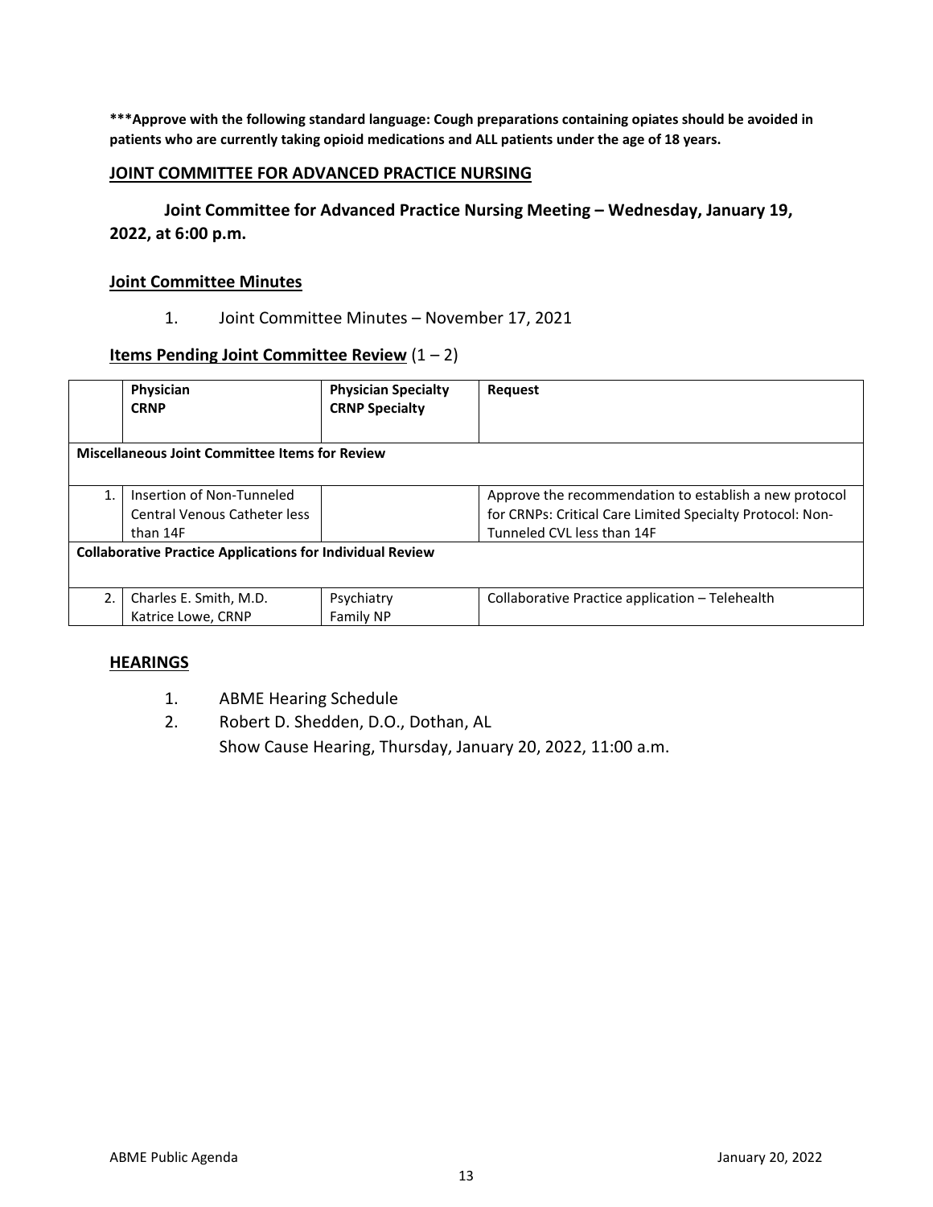**\*\*\*Approve with the following standard language: Cough preparations containing opiates should be avoided in patients who are currently taking opioid medications and ALL patients under the age of 18 years.**

## JOINT COMMITTEE FOR ADVANCED PRACTICE NURSING

**Joint Committee for Advanced Practice Nursing Meeting – Wednesday, January 19, 2022, at 6:00 p.m.**

### Joint Committee Minutes

1. Joint Committee Minutes – November 17, 2021

### Items Pending Joint Committee Review (1 – 2)

| | **Physician**<br>**CRNP** | **Physician Specialty**<br>**CRNP Specialty** | **Request** |
|---|---|---|---|
| **Miscellaneous Joint Committee Items for Review** | | | |
| 1. | Insertion of Non-Tunneled Central Venous Catheter less than 14F | | Approve the recommendation to establish a new protocol for CRNPs: Critical Care Limited Specialty Protocol: Non-Tunneled CVL less than 14F |
| **Collaborative Practice Applications for Individual Review** | | | |
| 2. | Charles E. Smith, M.D.<br>Katrice Lowe, CRNP | Psychiatry<br>Family NP | Collaborative Practice application – Telehealth |

### HEARINGS

1. ABME Hearing Schedule
2. Robert D. Shedden, D.O., Dothan, AL
   Show Cause Hearing, Thursday, January 20, 2022, 11:00 a.m.